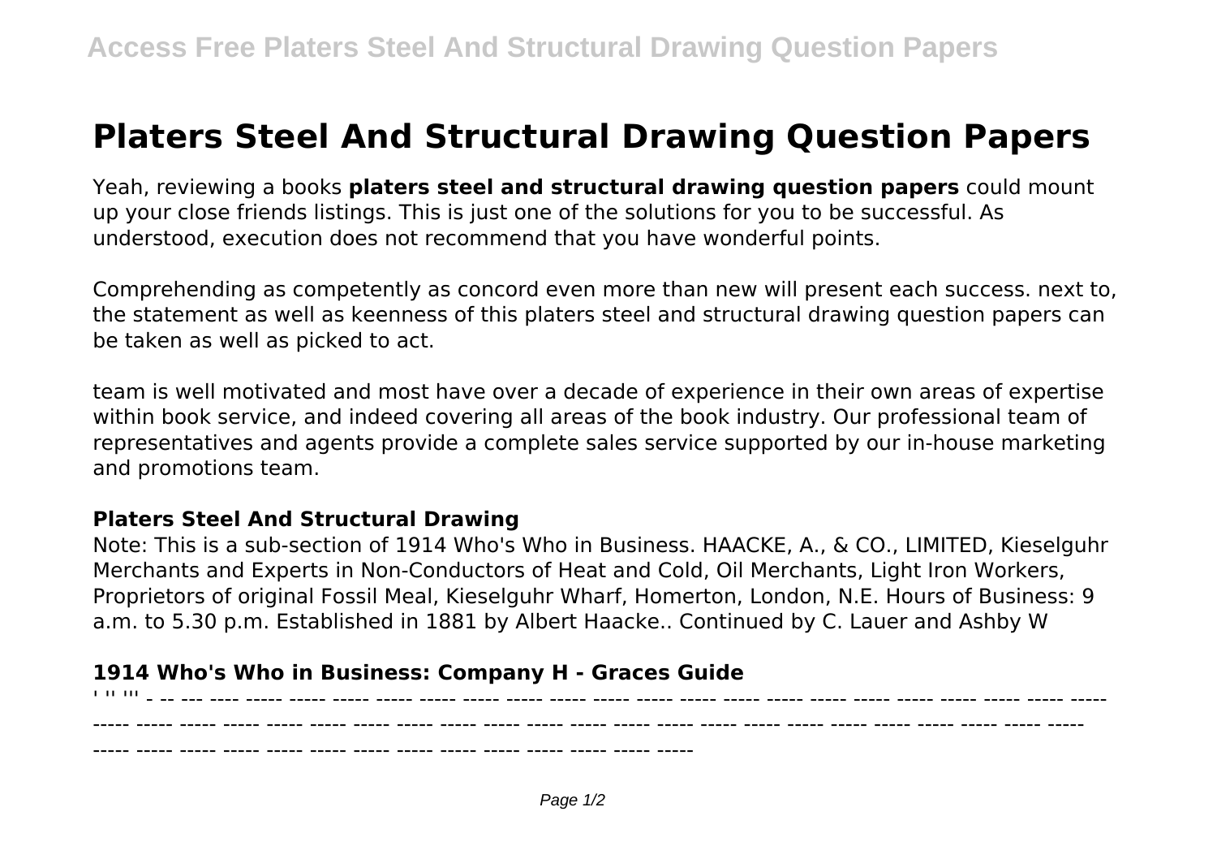# Platers Steel And Structural Drawing Question Papers

Yeah, reviewing a books **platers steel and structural drawing question papers** could mount up your close friends listings. This is just one of the solutions for you to be successful. As understood, execution does not recommend that you have wonderful points.

Comprehending as competently as concord even more than new will present each success. next to, the statement as well as keenness of this platers steel and structural drawing question papers can be taken as well as picked to act.

team is well motivated and most have over a decade of experience in their own areas of expertise within book service, and indeed covering all areas of the book industry. Our professional team of representatives and agents provide a complete sales service supported by our in-house marketing and promotions team.

### Platers Steel And Structural Drawing

Note: This is a sub-section of 1914 Who's Who in Business. HAACKE, A., & CO., LIMITED, Kieselguhr Merchants and Experts in Non-Conductors of Heat and Cold, Oil Merchants, Light Iron Workers, Proprietors of original Fossil Meal, Kieselguhr Wharf, Homerton, London, N.E. Hours of Business: 9 a.m. to 5.30 p.m. Established in 1881 by Albert Haacke.. Continued by C. Lauer and Ashby W

### 1914 Who's Who in Business: Company H - Graces Guide

' '' ''' - -- --- ---- ----- ----- ----- ----- ----- ----- ----- ----- ----- ----- ----- ----- ----- ----- ----- ----- ----- ----- ----- ----- ----- ----- ----- ----- ----- ----- ----- ----- ----- ----- ----- ----- ----- ----- ----- ----- ----- ----- ----- ----- ----- ----- ----- ----- ----- ----- ----- ----- ----- ----- ----- ----- ----- ----- ----- ----- ----- ----- ----- ----- ----- -----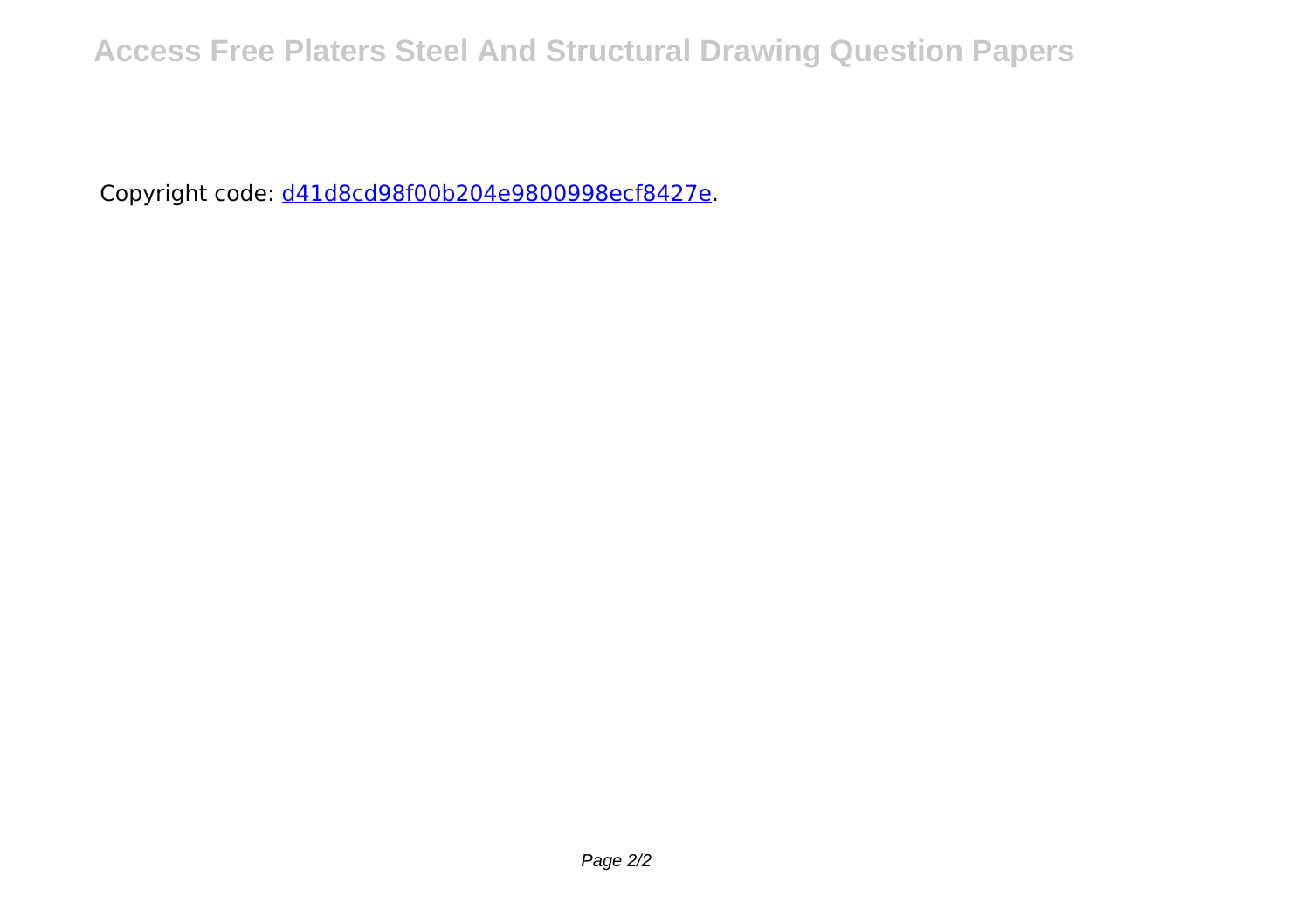Copyright code: [d41d8cd98f00b204e9800998ecf8427e](d41d8cd98f00b204e9800998ecf8427e).